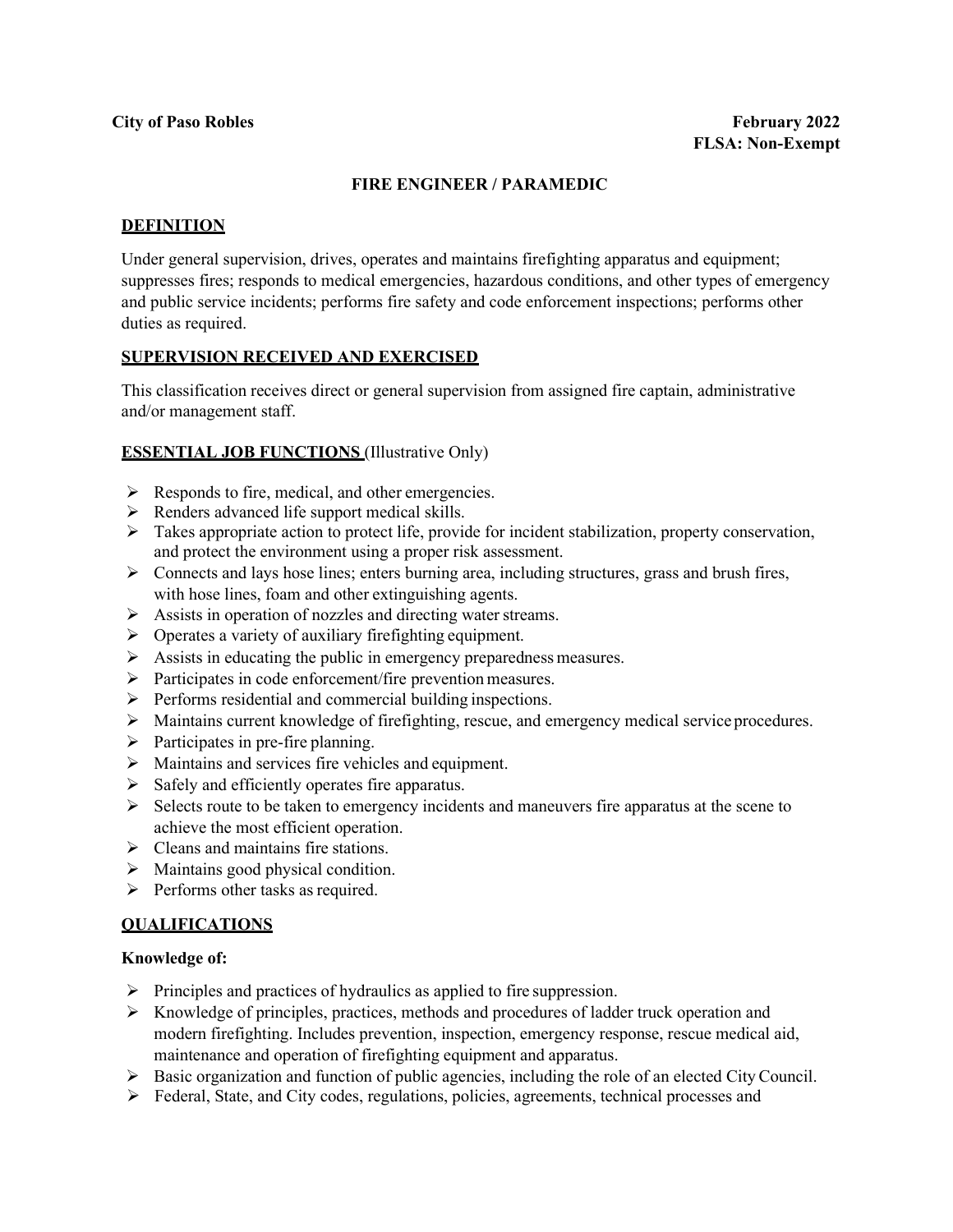**City of Paso Robles** **February 2022**

**FLSA: Non-Exempt**

# FIRE ENGINEER / PARAMEDIC

## DEFINITION

Under general supervision, drives, operates and maintains firefighting apparatus and equipment; suppresses fires; responds to medical emergencies, hazardous conditions, and other types of emergency and public service incidents; performs fire safety and code enforcement inspections; performs other duties as required.

## SUPERVISION RECEIVED AND EXERCISED

This classification receives direct or general supervision from assigned fire captain, administrative and/or management staff.

## ESSENTIAL JOB FUNCTIONS (Illustrative Only)

- Responds to fire, medical, and other emergencies.
- Renders advanced life support medical skills.
- Takes appropriate action to protect life, provide for incident stabilization, property conservation, and protect the environment using a proper risk assessment.
- Connects and lays hose lines; enters burning area, including structures, grass and brush fires, with hose lines, foam and other extinguishing agents.
- Assists in operation of nozzles and directing water streams.
- Operates a variety of auxiliary firefighting equipment.
- Assists in educating the public in emergency preparedness measures.
- Participates in code enforcement/fire prevention measures.
- Performs residential and commercial building inspections.
- Maintains current knowledge of firefighting, rescue, and emergency medical service procedures.
- Participates in pre-fire planning.
- Maintains and services fire vehicles and equipment.
- Safely and efficiently operates fire apparatus.
- Selects route to be taken to emergency incidents and maneuvers fire apparatus at the scene to achieve the most efficient operation.
- Cleans and maintains fire stations.
- Maintains good physical condition.
- Performs other tasks as required.

## QUALIFICATIONS

**Knowledge of:**

- Principles and practices of hydraulics as applied to fire suppression.
- Knowledge of principles, practices, methods and procedures of ladder truck operation and modern firefighting. Includes prevention, inspection, emergency response, rescue medical aid, maintenance and operation of firefighting equipment and apparatus.
- Basic organization and function of public agencies, including the role of an elected City Council.
- Federal, State, and City codes, regulations, policies, agreements, technical processes and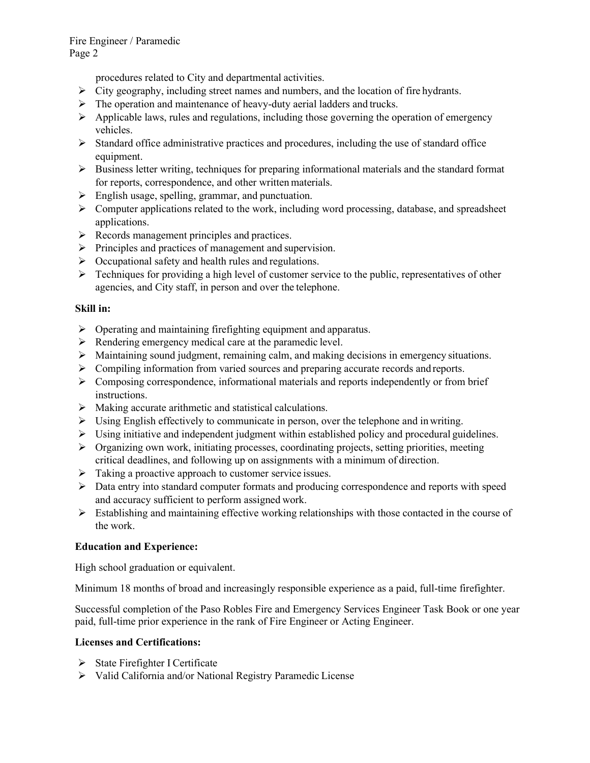procedures related to City and departmental activities.

- City geography, including street names and numbers, and the location of fire hydrants.
- The operation and maintenance of heavy-duty aerial ladders and trucks.
- Applicable laws, rules and regulations, including those governing the operation of emergency vehicles.
- Standard office administrative practices and procedures, including the use of standard office equipment.
- Business letter writing, techniques for preparing informational materials and the standard format for reports, correspondence, and other written materials.
- English usage, spelling, grammar, and punctuation.
- Computer applications related to the work, including word processing, database, and spreadsheet applications.
- Records management principles and practices.
- Principles and practices of management and supervision.
- Occupational safety and health rules and regulations.
- Techniques for providing a high level of customer service to the public, representatives of other agencies, and City staff, in person and over the telephone.

**Skill in:**

- Operating and maintaining firefighting equipment and apparatus.
- Rendering emergency medical care at the paramedic level.
- Maintaining sound judgment, remaining calm, and making decisions in emergency situations.
- Compiling information from varied sources and preparing accurate records and reports.
- Composing correspondence, informational materials and reports independently or from brief instructions.
- Making accurate arithmetic and statistical calculations.
- Using English effectively to communicate in person, over the telephone and in writing.
- Using initiative and independent judgment within established policy and procedural guidelines.
- Organizing own work, initiating processes, coordinating projects, setting priorities, meeting critical deadlines, and following up on assignments with a minimum of direction.
- Taking a proactive approach to customer service issues.
- Data entry into standard computer formats and producing correspondence and reports with speed and accuracy sufficient to perform assigned work.
- Establishing and maintaining effective working relationships with those contacted in the course of the work.

**Education and Experience:**

High school graduation or equivalent.

Minimum 18 months of broad and increasingly responsible experience as a paid, full-time firefighter.

Successful completion of the Paso Robles Fire and Emergency Services Engineer Task Book or one year paid, full-time prior experience in the rank of Fire Engineer or Acting Engineer.

**Licenses and Certifications:**

- State Firefighter I Certificate
- Valid California and/or National Registry Paramedic License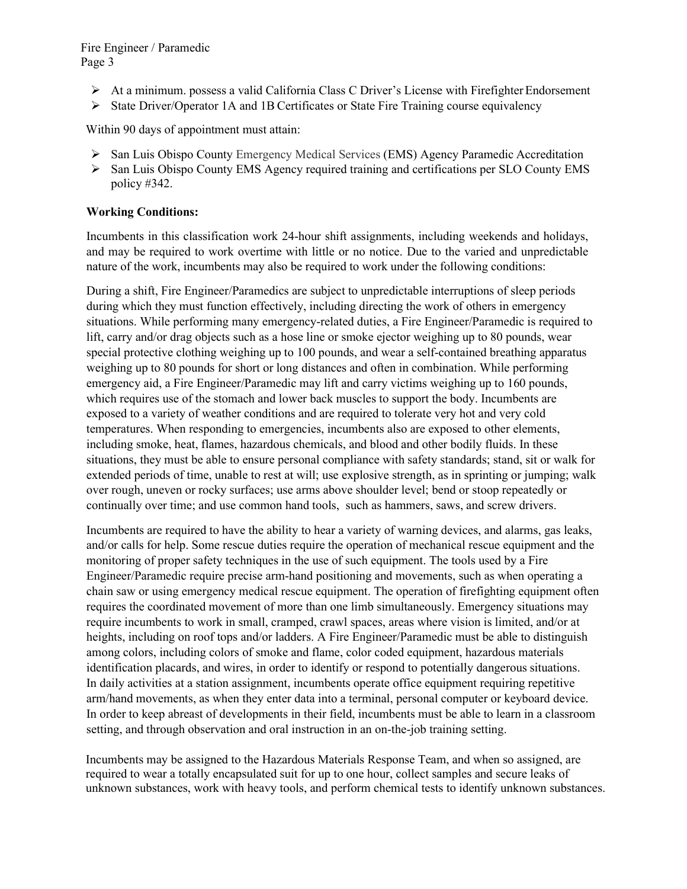- At a minimum. possess a valid California Class C Driver's License with Firefighter Endorsement
- State Driver/Operator 1A and 1B Certificates or State Fire Training course equivalency

Within 90 days of appointment must attain:

- San Luis Obispo County Emergency Medical Services (EMS) Agency Paramedic Accreditation
- San Luis Obispo County EMS Agency required training and certifications per SLO County EMS policy #342.

**Working Conditions:**

Incumbents in this classification work 24-hour shift assignments, including weekends and holidays, and may be required to work overtime with little or no notice. Due to the varied and unpredictable nature of the work, incumbents may also be required to work under the following conditions:

During a shift, Fire Engineer/Paramedics are subject to unpredictable interruptions of sleep periods during which they must function effectively, including directing the work of others in emergency situations. While performing many emergency-related duties, a Fire Engineer/Paramedic is required to lift, carry and/or drag objects such as a hose line or smoke ejector weighing up to 80 pounds, wear special protective clothing weighing up to 100 pounds, and wear a self-contained breathing apparatus weighing up to 80 pounds for short or long distances and often in combination. While performing emergency aid, a Fire Engineer/Paramedic may lift and carry victims weighing up to 160 pounds, which requires use of the stomach and lower back muscles to support the body. Incumbents are exposed to a variety of weather conditions and are required to tolerate very hot and very cold temperatures. When responding to emergencies, incumbents also are exposed to other elements, including smoke, heat, flames, hazardous chemicals, and blood and other bodily fluids. In these situations, they must be able to ensure personal compliance with safety standards; stand, sit or walk for extended periods of time, unable to rest at will; use explosive strength, as in sprinting or jumping; walk over rough, uneven or rocky surfaces; use arms above shoulder level; bend or stoop repeatedly or continually over time; and use common hand tools, such as hammers, saws, and screw drivers.

Incumbents are required to have the ability to hear a variety of warning devices, and alarms, gas leaks, and/or calls for help. Some rescue duties require the operation of mechanical rescue equipment and the monitoring of proper safety techniques in the use of such equipment. The tools used by a Fire Engineer/Paramedic require precise arm-hand positioning and movements, such as when operating a chain saw or using emergency medical rescue equipment. The operation of firefighting equipment often requires the coordinated movement of more than one limb simultaneously. Emergency situations may require incumbents to work in small, cramped, crawl spaces, areas where vision is limited, and/or at heights, including on roof tops and/or ladders. A Fire Engineer/Paramedic must be able to distinguish among colors, including colors of smoke and flame, color coded equipment, hazardous materials identification placards, and wires, in order to identify or respond to potentially dangerous situations. In daily activities at a station assignment, incumbents operate office equipment requiring repetitive arm/hand movements, as when they enter data into a terminal, personal computer or keyboard device. In order to keep abreast of developments in their field, incumbents must be able to learn in a classroom setting, and through observation and oral instruction in an on-the-job training setting.

Incumbents may be assigned to the Hazardous Materials Response Team, and when so assigned, are required to wear a totally encapsulated suit for up to one hour, collect samples and secure leaks of unknown substances, work with heavy tools, and perform chemical tests to identify unknown substances.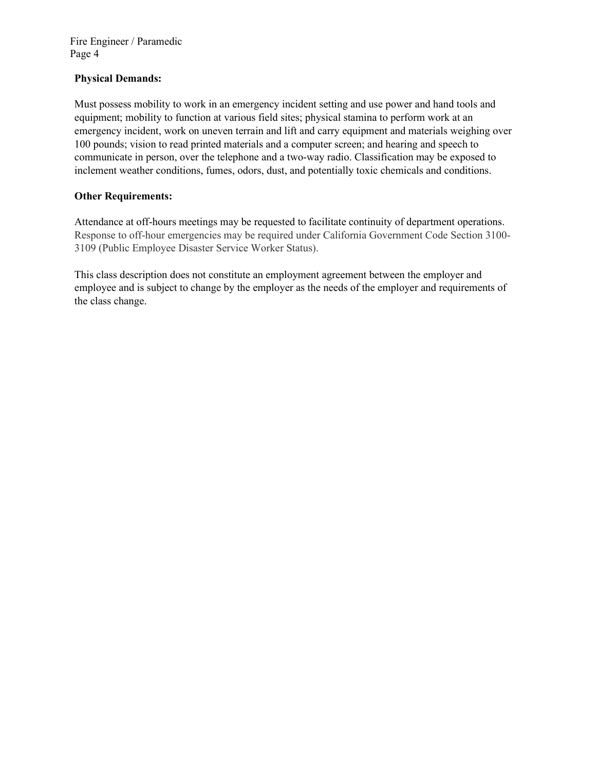**Physical Demands:**

Must possess mobility to work in an emergency incident setting and use power and hand tools and equipment; mobility to function at various field sites; physical stamina to perform work at an emergency incident, work on uneven terrain and lift and carry equipment and materials weighing over 100 pounds; vision to read printed materials and a computer screen; and hearing and speech to communicate in person, over the telephone and a two-way radio. Classification may be exposed to inclement weather conditions, fumes, odors, dust, and potentially toxic chemicals and conditions.

**Other Requirements:**

Attendance at off-hours meetings may be requested to facilitate continuity of department operations. Response to off-hour emergencies may be required under California Government Code Section 3100-3109 (Public Employee Disaster Service Worker Status).

This class description does not constitute an employment agreement between the employer and employee and is subject to change by the employer as the needs of the employer and requirements of the class change.